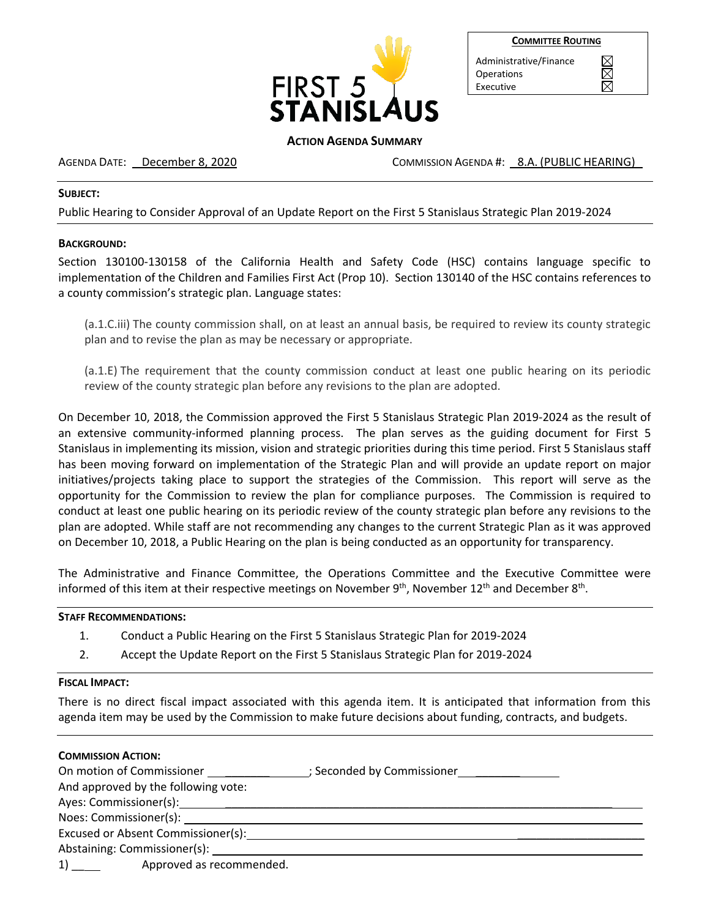FIRST 5 STANISLAUS

| Committee Routing | |
|---|---|
| Administrative/Finance | ☒ |
| Operations | ☒ |
| Executive | ☒ |

**Action Agenda Summary**

Agenda Date: December 8, 2020 Commission Agenda #: 8.A. (PUBLIC HEARING)

---

**Subject:**

Public Hearing to Consider Approval of an Update Report on the First 5 Stanislaus Strategic Plan 2019-2024

---

**Background:**

Section 130100-130158 of the California Health and Safety Code (HSC) contains language specific to implementation of the Children and Families First Act (Prop 10). Section 130140 of the HSC contains references to a county commission's strategic plan. Language states:

> (a.1.C.iii) The county commission shall, on at least an annual basis, be required to review its county strategic plan and to revise the plan as may be necessary or appropriate.
>
> (a.1.E) The requirement that the county commission conduct at least one public hearing on its periodic review of the county strategic plan before any revisions to the plan are adopted.

On December 10, 2018, the Commission approved the First 5 Stanislaus Strategic Plan 2019-2024 as the result of an extensive community-informed planning process. The plan serves as the guiding document for First 5 Stanislaus in implementing its mission, vision and strategic priorities during this time period. First 5 Stanislaus staff has been moving forward on implementation of the Strategic Plan and will provide an update report on major initiatives/projects taking place to support the strategies of the Commission. This report will serve as the opportunity for the Commission to review the plan for compliance purposes. The Commission is required to conduct at least one public hearing on its periodic review of the county strategic plan before any revisions to the plan are adopted. While staff are not recommending any changes to the current Strategic Plan as it was approved on December 10, 2018, a Public Hearing on the plan is being conducted as an opportunity for transparency.

The Administrative and Finance Committee, the Operations Committee and the Executive Committee were informed of this item at their respective meetings on November 9th, November 12th and December 8th.

---

**Staff Recommendations:**

1. Conduct a Public Hearing on the First 5 Stanislaus Strategic Plan for 2019-2024
2. Accept the Update Report on the First 5 Stanislaus Strategic Plan for 2019-2024

---

**Fiscal Impact:**

There is no direct fiscal impact associated with this agenda item. It is anticipated that information from this agenda item may be used by the Commission to make future decisions about funding, contracts, and budgets.

---

**Commission Action:**

On motion of Commissioner \_\_\_\_\_\_\_\_\_\_\_\_; Seconded by Commissioner \_\_\_\_\_\_\_\_\_\_\_\_

And approved by the following vote:

Ayes: Commissioner(s): \_\_\_\_\_\_\_\_\_\_\_\_

Noes: Commissioner(s): \_\_\_\_\_\_\_\_\_\_\_\_

Excused or Absent Commissioner(s): \_\_\_\_\_\_\_\_\_\_\_\_

Abstaining: Commissioner(s): \_\_\_\_\_\_\_\_\_\_\_\_

1) \_\_\_\_ Approved as recommended.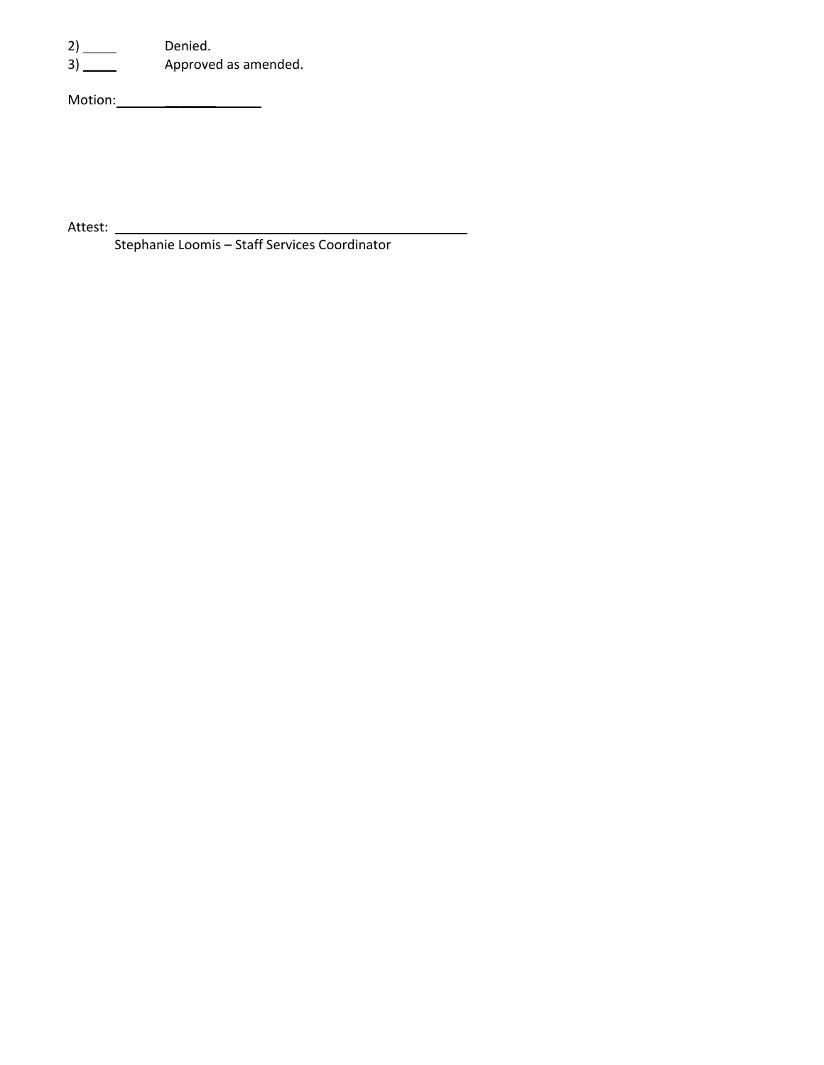2) _____ Denied.
3) _____ Approved as amended.

Motion: ______________

Attest: ____________________________________________
Stephanie Loomis – Staff Services Coordinator